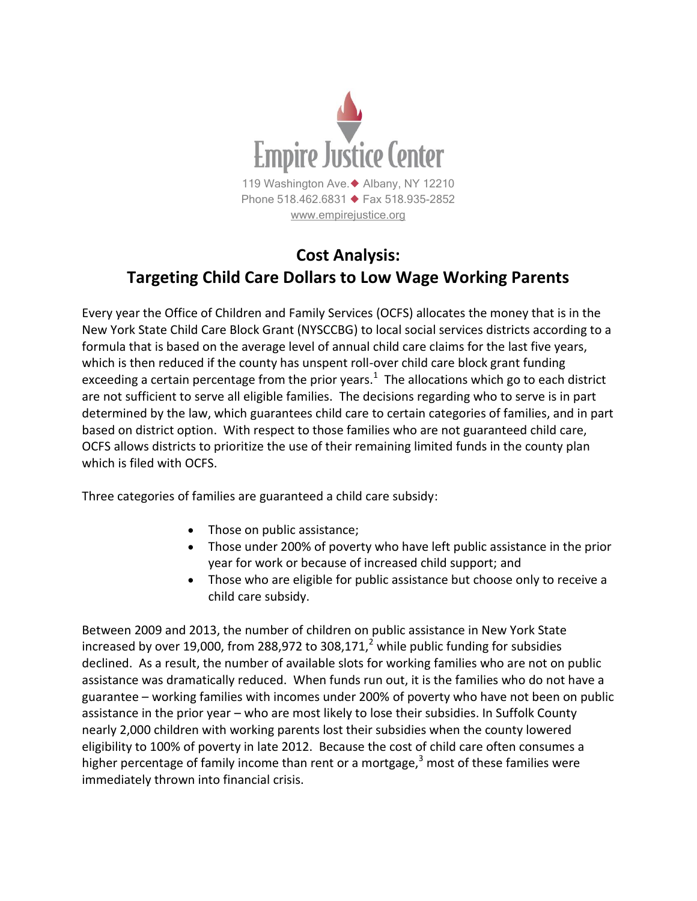Empire Justice Center

119 Washington Ave. ◆ Albany, NY 12210
Phone 518.462.6831 ◆ Fax 518.935-2852
www.empirejustice.org

# Cost Analysis: Targeting Child Care Dollars to Low Wage Working Parents

Every year the Office of Children and Family Services (OCFS) allocates the money that is in the New York State Child Care Block Grant (NYSCCBG) to local social services districts according to a formula that is based on the average level of annual child care claims for the last five years, which is then reduced if the county has unspent roll-over child care block grant funding exceeding a certain percentage from the prior years.[1] The allocations which go to each district are not sufficient to serve all eligible families. The decisions regarding who to serve is in part determined by the law, which guarantees child care to certain categories of families, and in part based on district option. With respect to those families who are not guaranteed child care, OCFS allows districts to prioritize the use of their remaining limited funds in the county plan which is filed with OCFS.

Three categories of families are guaranteed a child care subsidy:

- Those on public assistance;
- Those under 200% of poverty who have left public assistance in the prior year for work or because of increased child support; and
- Those who are eligible for public assistance but choose only to receive a child care subsidy.

Between 2009 and 2013, the number of children on public assistance in New York State increased by over 19,000, from 288,972 to 308,171,[2] while public funding for subsidies declined. As a result, the number of available slots for working families who are not on public assistance was dramatically reduced. When funds run out, it is the families who do not have a guarantee – working families with incomes under 200% of poverty who have not been on public assistance in the prior year – who are most likely to lose their subsidies. In Suffolk County nearly 2,000 children with working parents lost their subsidies when the county lowered eligibility to 100% of poverty in late 2012. Because the cost of child care often consumes a higher percentage of family income than rent or a mortgage,[3] most of these families were immediately thrown into financial crisis.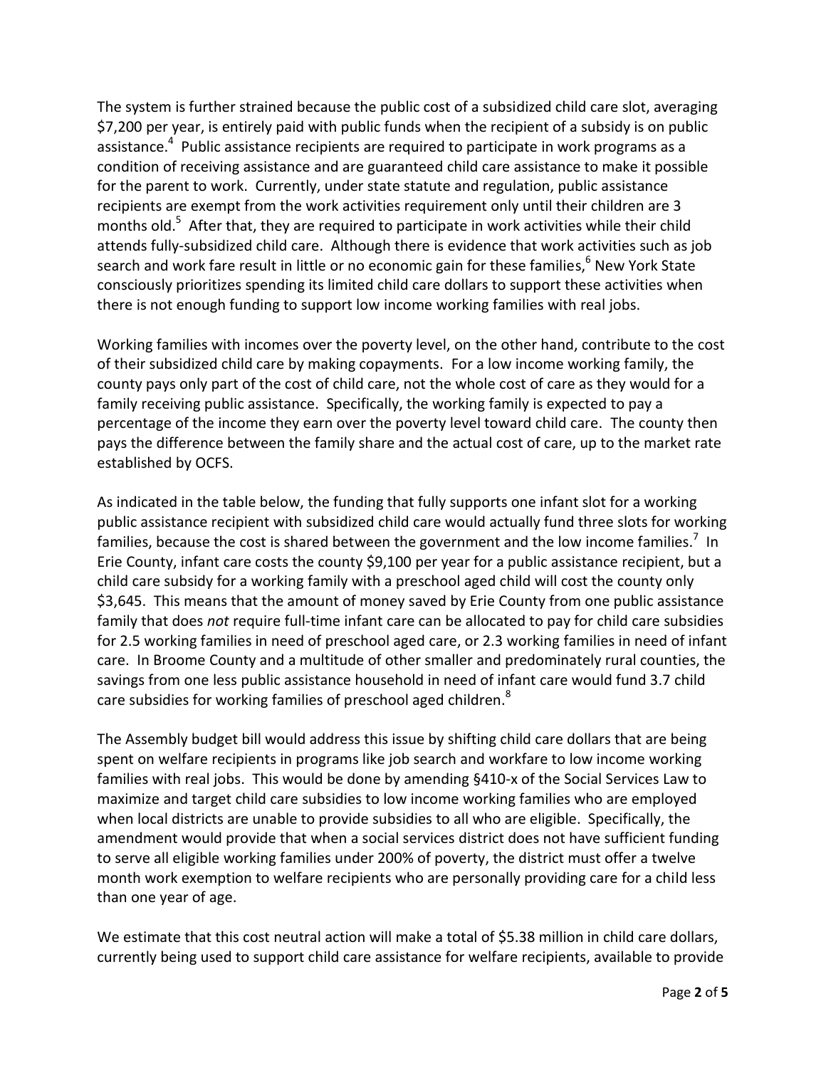The system is further strained because the public cost of a subsidized child care slot, averaging $7,200 per year, is entirely paid with public funds when the recipient of a subsidy is on public assistance.[4] Public assistance recipients are required to participate in work programs as a condition of receiving assistance and are guaranteed child care assistance to make it possible for the parent to work. Currently, under state statute and regulation, public assistance recipients are exempt from the work activities requirement only until their children are 3 months old.[5] After that, they are required to participate in work activities while their child attends fully-subsidized child care. Although there is evidence that work activities such as job search and work fare result in little or no economic gain for these families,[6] New York State consciously prioritizes spending its limited child care dollars to support these activities when there is not enough funding to support low income working families with real jobs.

Working families with incomes over the poverty level, on the other hand, contribute to the cost of their subsidized child care by making copayments. For a low income working family, the county pays only part of the cost of child care, not the whole cost of care as they would for a family receiving public assistance. Specifically, the working family is expected to pay a percentage of the income they earn over the poverty level toward child care. The county then pays the difference between the family share and the actual cost of care, up to the market rate established by OCFS.

As indicated in the table below, the funding that fully supports one infant slot for a working public assistance recipient with subsidized child care would actually fund three slots for working families, because the cost is shared between the government and the low income families.[7] In Erie County, infant care costs the county $9,100 per year for a public assistance recipient, but a child care subsidy for a working family with a preschool aged child will cost the county only $3,645. This means that the amount of money saved by Erie County from one public assistance family that does *not* require full-time infant care can be allocated to pay for child care subsidies for 2.5 working families in need of preschool aged care, or 2.3 working families in need of infant care. In Broome County and a multitude of other smaller and predominately rural counties, the savings from one less public assistance household in need of infant care would fund 3.7 child care subsidies for working families of preschool aged children.[8]

The Assembly budget bill would address this issue by shifting child care dollars that are being spent on welfare recipients in programs like job search and workfare to low income working families with real jobs. This would be done by amending §410-x of the Social Services Law to maximize and target child care subsidies to low income working families who are employed when local districts are unable to provide subsidies to all who are eligible. Specifically, the amendment would provide that when a social services district does not have sufficient funding to serve all eligible working families under 200% of poverty, the district must offer a twelve month work exemption to welfare recipients who are personally providing care for a child less than one year of age.

We estimate that this cost neutral action will make a total of $5.38 million in child care dollars, currently being used to support child care assistance for welfare recipients, available to provide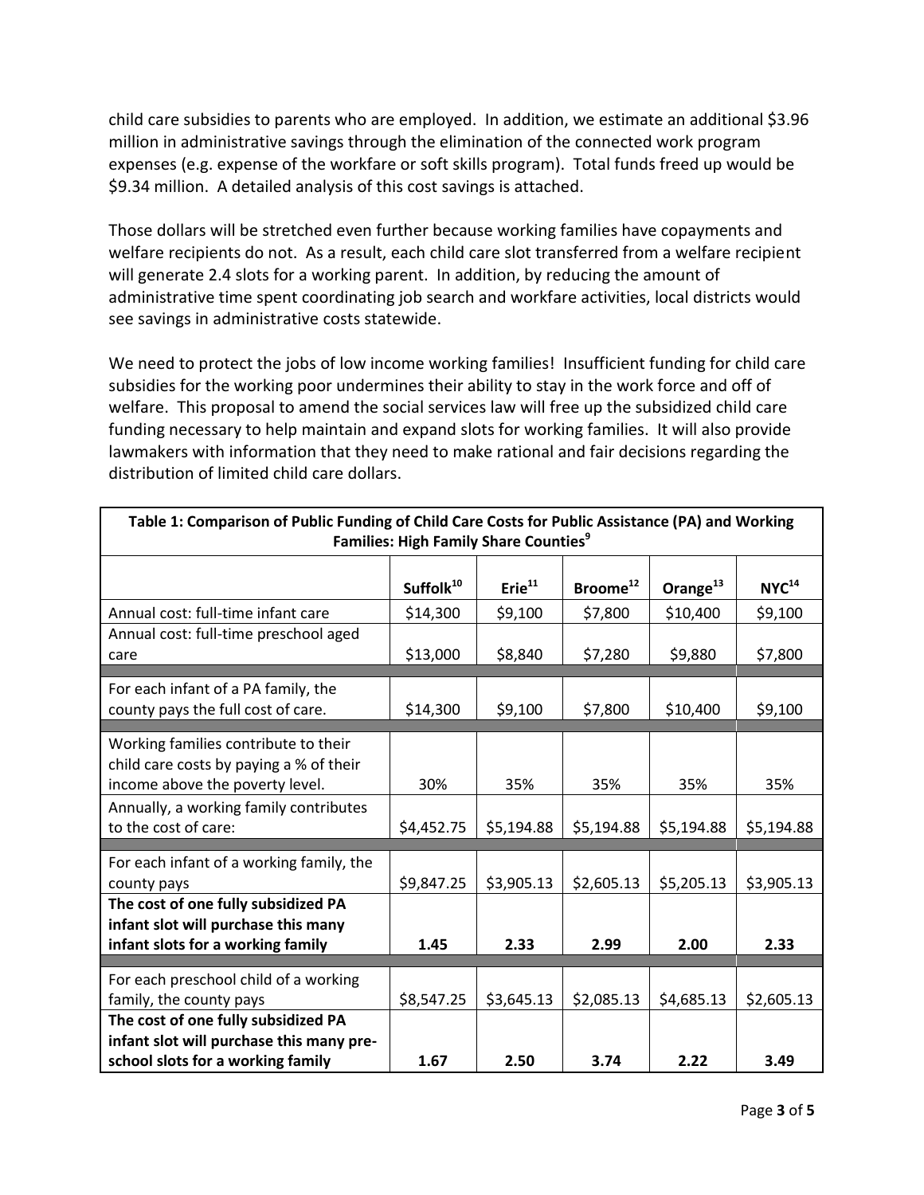child care subsidies to parents who are employed. In addition, we estimate an additional $3.96 million in administrative savings through the elimination of the connected work program expenses (e.g. expense of the workfare or soft skills program). Total funds freed up would be $9.34 million. A detailed analysis of this cost savings is attached.

Those dollars will be stretched even further because working families have copayments and welfare recipients do not. As a result, each child care slot transferred from a welfare recipient will generate 2.4 slots for a working parent. In addition, by reducing the amount of administrative time spent coordinating job search and workfare activities, local districts would see savings in administrative costs statewide.

We need to protect the jobs of low income working families! Insufficient funding for child care subsidies for the working poor undermines their ability to stay in the work force and off of welfare. This proposal to amend the social services law will free up the subsidized child care funding necessary to help maintain and expand slots for working families. It will also provide lawmakers with information that they need to make rational and fair decisions regarding the distribution of limited child care dollars.

**Table 1: Comparison of Public Funding of Child Care Costs for Public Assistance (PA) and Working Families: High Family Share Counties[9]**

| | Suffolk[10] | Erie[11] | Broome[12] | Orange[13] | NYC[14] |
|---|---|---|---|---|---|
| Annual cost: full-time infant care | $14,300 | $9,100 | $7,800 | $10,400 | $9,100 |
| Annual cost: full-time preschool aged care | $13,000 | $8,840 | $7,280 | $9,880 | $7,800 |
| For each infant of a PA family, the county pays the full cost of care. | $14,300 | $9,100 | $7,800 | $10,400 | $9,100 |
| Working families contribute to their child care costs by paying a % of their income above the poverty level. | 30% | 35% | 35% | 35% | 35% |
| Annually, a working family contributes to the cost of care: | $4,452.75 | $5,194.88 | $5,194.88 | $5,194.88 | $5,194.88 |
| For each infant of a working family, the county pays | $9,847.25 | $3,905.13 | $2,605.13 | $5,205.13 | $3,905.13 |
| **The cost of one fully subsidized PA infant slot will purchase this many infant slots for a working family** | **1.45** | **2.33** | **2.99** | **2.00** | **2.33** |
| For each preschool child of a working family, the county pays | $8,547.25 | $3,645.13 | $2,085.13 | $4,685.13 | $2,605.13 |
| **The cost of one fully subsidized PA infant slot will purchase this many pre-school slots for a working family** | **1.67** | **2.50** | **3.74** | **2.22** | **3.49** |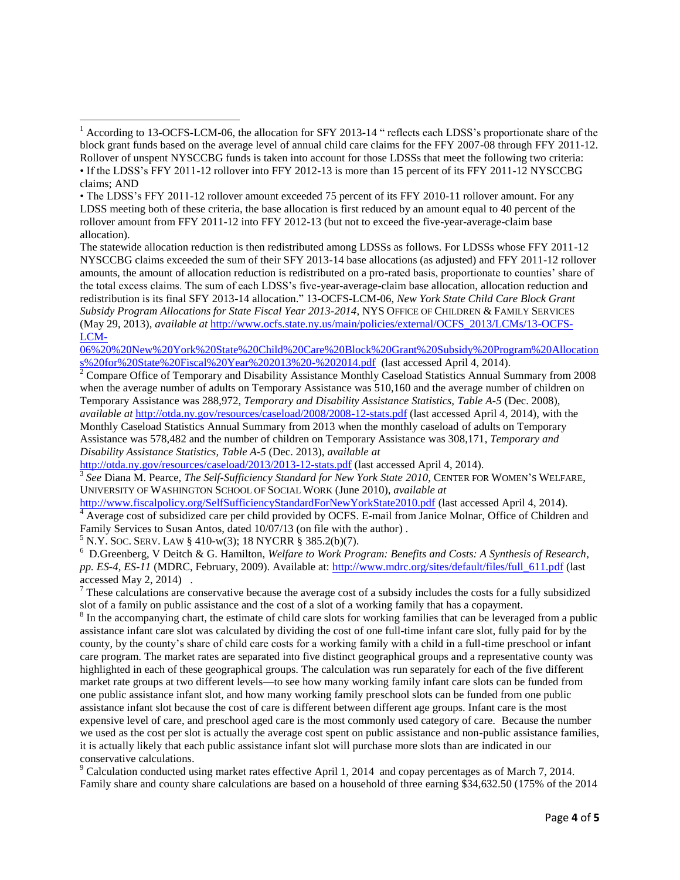[1] According to 13-OCFS-LCM-06, the allocation for SFY 2013-14 " reflects each LDSS's proportionate share of the block grant funds based on the average level of annual child care claims for the FFY 2007-08 through FFY 2011-12. Rollover of unspent NYSCCBG funds is taken into account for those LDSSs that meet the following two criteria:

• If the LDSS's FFY 2011-12 rollover into FFY 2012-13 is more than 15 percent of its FFY 2011-12 NYSCCBG claims; AND

• The LDSS's FFY 2011-12 rollover amount exceeded 75 percent of its FFY 2010-11 rollover amount. For any LDSS meeting both of these criteria, the base allocation is first reduced by an amount equal to 40 percent of the rollover amount from FFY 2011-12 into FFY 2012-13 (but not to exceed the five-year-average-claim base allocation).

The statewide allocation reduction is then redistributed among LDSSs as follows. For LDSSs whose FFY 2011-12 NYSCCBG claims exceeded the sum of their SFY 2013-14 base allocations (as adjusted) and FFY 2011-12 rollover amounts, the amount of allocation reduction is redistributed on a pro-rated basis, proportionate to counties' share of the total excess claims. The sum of each LDSS's five-year-average-claim base allocation, allocation reduction and redistribution is its final SFY 2013-14 allocation." 13-OCFS-LCM-06, *New York State Child Care Block Grant Subsidy Program Allocations for State Fiscal Year 2013-2014*, NYS OFFICE OF CHILDREN & FAMILY SERVICES (May 29, 2013), *available at* http://www.ocfs.state.ny.us/main/policies/external/OCFS_2013/LCMs/13-OCFS-LCM-06%20%20New%20York%20State%20Child%20Care%20Block%20Grant%20Subsidy%20Program%20Allocations%20for%20State%20Fiscal%20Year%202013%20-%202014.pdf (last accessed April 4, 2014).

[2] Compare Office of Temporary and Disability Assistance Monthly Caseload Statistics Annual Summary from 2008 when the average number of adults on Temporary Assistance was 510,160 and the average number of children on Temporary Assistance was 288,972, *Temporary and Disability Assistance Statistics, Table A-5* (Dec. 2008), *available at* http://otda.ny.gov/resources/caseload/2008/2008-12-stats.pdf (last accessed April 4, 2014), with the Monthly Caseload Statistics Annual Summary from 2013 when the monthly caseload of adults on Temporary Assistance was 578,482 and the number of children on Temporary Assistance was 308,171, *Temporary and Disability Assistance Statistics, Table A-5* (Dec. 2013), *available at* http://otda.ny.gov/resources/caseload/2013/2013-12-stats.pdf (last accessed April 4, 2014).

[3] *See* Diana M. Pearce, *The Self-Sufficiency Standard for New York State 2010*, CENTER FOR WOMEN'S WELFARE, UNIVERSITY OF WASHINGTON SCHOOL OF SOCIAL WORK (June 2010), *available at* http://www.fiscalpolicy.org/SelfSufficiencyStandardForNewYorkState2010.pdf (last accessed April 4, 2014).

[4] Average cost of subsidized care per child provided by OCFS. E-mail from Janice Molnar, Office of Children and Family Services to Susan Antos, dated 10/07/13 (on file with the author) .

[5] N.Y. SOC. SERV. LAW § 410-w(3); 18 NYCRR § 385.2(b)(7).

[6] D.Greenberg, V Deitch & G. Hamilton, *Welfare to Work Program: Benefits and Costs: A Synthesis of Research, pp. ES-4, ES-11* (MDRC, February, 2009). Available at: http://www.mdrc.org/sites/default/files/full_611.pdf (last accessed May 2, 2014) .

[7] These calculations are conservative because the average cost of a subsidy includes the costs for a fully subsidized slot of a family on public assistance and the cost of a slot of a working family that has a copayment.

[8] In the accompanying chart, the estimate of child care slots for working families that can be leveraged from a public assistance infant care slot was calculated by dividing the cost of one full-time infant care slot, fully paid for by the county, by the county's share of child care costs for a working family with a child in a full-time preschool or infant care program. The market rates are separated into five distinct geographical groups and a representative county was highlighted in each of these geographical groups. The calculation was run separately for each of the five different market rate groups at two different levels—to see how many working family infant care slots can be funded from one public assistance infant slot, and how many working family preschool slots can be funded from one public assistance infant slot because the cost of care is different between different age groups. Infant care is the most expensive level of care, and preschool aged care is the most commonly used category of care. Because the number we used as the cost per slot is actually the average cost spent on public assistance and non-public assistance families, it is actually likely that each public assistance infant slot will purchase more slots than are indicated in our conservative calculations.

[9] Calculation conducted using market rates effective April 1, 2014 and copay percentages as of March 7, 2014. Family share and county share calculations are based on a household of three earning $34,632.50 (175% of the 2014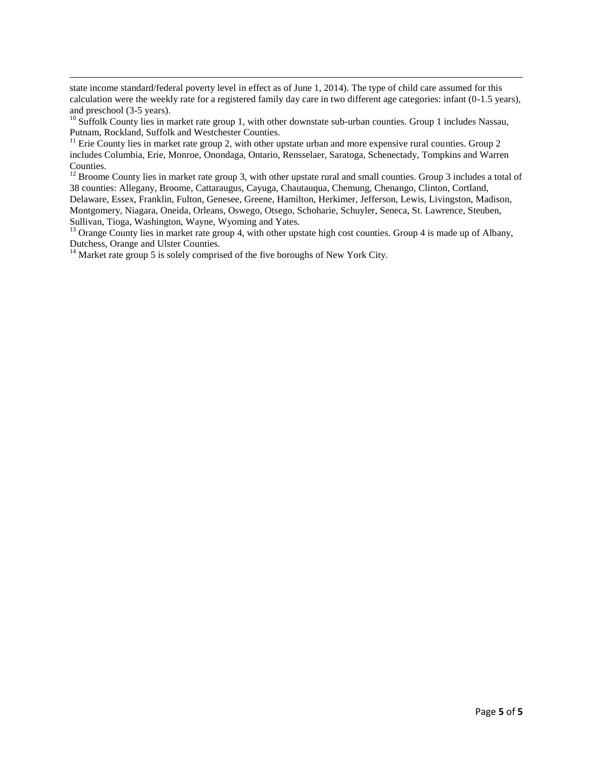state income standard/federal poverty level in effect as of June 1, 2014). The type of child care assumed for this calculation were the weekly rate for a registered family day care in two different age categories: infant (0-1.5 years), and preschool (3-5 years).

[10] Suffolk County lies in market rate group 1, with other downstate sub-urban counties. Group 1 includes Nassau, Putnam, Rockland, Suffolk and Westchester Counties.

[11] Erie County lies in market rate group 2, with other upstate urban and more expensive rural counties. Group 2 includes Columbia, Erie, Monroe, Onondaga, Ontario, Rensselaer, Saratoga, Schenectady, Tompkins and Warren Counties.

[12] Broome County lies in market rate group 3, with other upstate rural and small counties. Group 3 includes a total of 38 counties: Allegany, Broome, Cattaraugus, Cayuga, Chautauqua, Chemung, Chenango, Clinton, Cortland, Delaware, Essex, Franklin, Fulton, Genesee, Greene, Hamilton, Herkimer, Jefferson, Lewis, Livingston, Madison, Montgomery, Niagara, Oneida, Orleans, Oswego, Otsego, Schoharie, Schuyler, Seneca, St. Lawrence, Steuben, Sullivan, Tioga, Washington, Wayne, Wyoming and Yates.

[13] Orange County lies in market rate group 4, with other upstate high cost counties. Group 4 is made up of Albany, Dutchess, Orange and Ulster Counties.

[14] Market rate group 5 is solely comprised of the five boroughs of New York City.